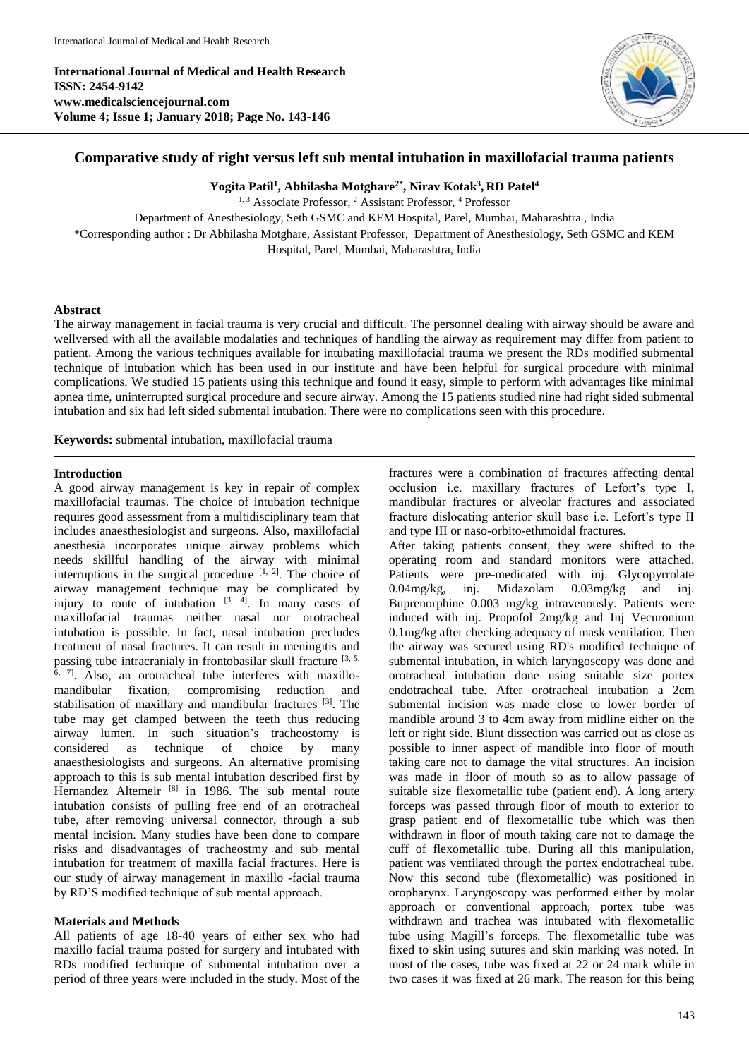**International Journal of Medical and Health Research**
**ISSN: 2454-9142**
**www.medicalsciencejournal.com**
**Volume 4; Issue 1; January 2018; Page No. 143-146**

# Comparative study of right versus left sub mental intubation in maxillofacial trauma patients

**Yogita Patil[1], Abhilasha Motghare[2*], Nirav Kotak[3], RD Patel[4]**

[1, 3] Associate Professor, [2] Assistant Professor, [4] Professor

Department of Anesthesiology, Seth GSMC and KEM Hospital, Parel, Mumbai, Maharashtra , India

*Corresponding author : Dr Abhilasha Motghare, Assistant Professor, Department of Anesthesiology, Seth GSMC and KEM Hospital, Parel, Mumbai, Maharashtra, India

## Abstract

The airway management in facial trauma is very crucial and difficult. The personnel dealing with airway should be aware and wellversed with all the available modalaties and techniques of handling the airway as requirement may differ from patient to patient. Among the various techniques available for intubating maxillofacial trauma we present the RDs modified submental technique of intubation which has been used in our institute and have been helpful for surgical procedure with minimal complications. We studied 15 patients using this technique and found it easy, simple to perform with advantages like minimal apnea time, uninterrupted surgical procedure and secure airway. Among the 15 patients studied nine had right sided submental intubation and six had left sided submental intubation. There were no complications seen with this procedure.

**Keywords:** submental intubation, maxillofacial trauma

## Introduction

A good airway management is key in repair of complex maxillofacial traumas. The choice of intubation technique requires good assessment from a multidisciplinary team that includes anaesthesiologist and surgeons. Also, maxillofacial anesthesia incorporates unique airway problems which needs skillful handling of the airway with minimal interruptions in the surgical procedure [1, 2]. The choice of airway management technique may be complicated by injury to route of intubation [3, 4]. In many cases of maxillofacial traumas neither nasal nor orotracheal intubation is possible. In fact, nasal intubation precludes treatment of nasal fractures. It can result in meningitis and passing tube intracranialy in frontobasilar skull fracture [3, 5, 6, 7]. Also, an orotracheal tube interferes with maxillo-mandibular fixation, compromising reduction and stabilisation of maxillary and mandibular fractures [3]. The tube may get clamped between the teeth thus reducing airway lumen. In such situation's tracheostomy is considered as technique of choice by many anaesthesiologists and surgeons. An alternative promising approach to this is sub mental intubation described first by Hernandez Altemeir [8] in 1986. The sub mental route intubation consists of pulling free end of an orotracheal tube, after removing universal connector, through a sub mental incision. Many studies have been done to compare risks and disadvantages of tracheostmy and sub mental intubation for treatment of maxilla facial fractures. Here is our study of airway management in maxillo -facial trauma by RD'S modified technique of sub mental approach.

## Materials and Methods

All patients of age 18-40 years of either sex who had maxillo facial trauma posted for surgery and intubated with RDs modified technique of submental intubation over a period of three years were included in the study. Most of the fractures were a combination of fractures affecting dental occlusion i.e. maxillary fractures of Lefort's type I, mandibular fractures or alveolar fractures and associated fracture dislocating anterior skull base i.e. Lefort's type II and type III or naso-orbito-ethmoidal fractures.

After taking patients consent, they were shifted to the operating room and standard monitors were attached. Patients were pre-medicated with inj. Glycopyrrolate 0.04mg/kg, inj. Midazolam 0.03mg/kg and inj. Buprenorphine 0.003 mg/kg intravenously. Patients were induced with inj. Propofol 2mg/kg and Inj Vecuronium 0.1mg/kg after checking adequacy of mask ventilation. Then the airway was secured using RD's modified technique of submental intubation, in which laryngoscopy was done and orotracheal intubation done using suitable size portex endotracheal tube. After orotracheal intubation a 2cm submental incision was made close to lower border of mandible around 3 to 4cm away from midline either on the left or right side. Blunt dissection was carried out as close as possible to inner aspect of mandible into floor of mouth taking care not to damage the vital structures. An incision was made in floor of mouth so as to allow passage of suitable size flexometallic tube (patient end). A long artery forceps was passed through floor of mouth to exterior to grasp patient end of flexometallic tube which was then withdrawn in floor of mouth taking care not to damage the cuff of flexometallic tube. During all this manipulation, patient was ventilated through the portex endotracheal tube. Now this second tube (flexometallic) was positioned in oropharynx. Laryngoscopy was performed either by molar approach or conventional approach, portex tube was withdrawn and trachea was intubated with flexometallic tube using Magill's forceps. The flexometallic tube was fixed to skin using sutures and skin marking was noted. In most of the cases, tube was fixed at 22 or 24 mark while in two cases it was fixed at 26 mark. The reason for this being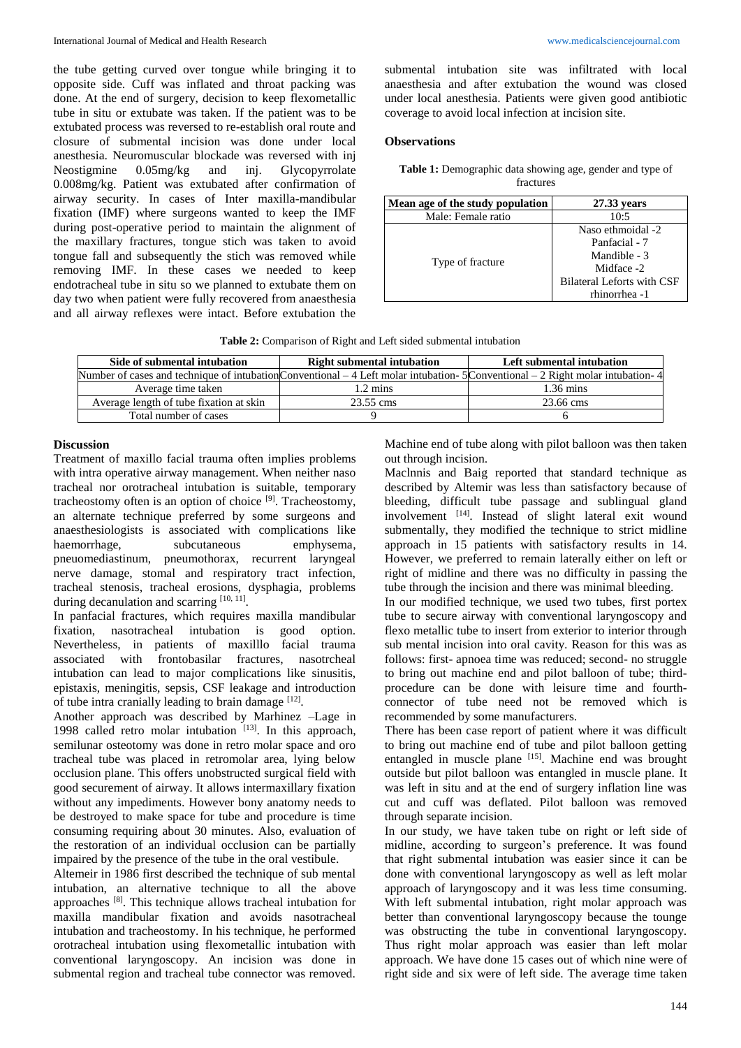the tube getting curved over tongue while bringing it to opposite side. Cuff was inflated and throat packing was done. At the end of surgery, decision to keep flexometallic tube in situ or extubate was taken. If the patient was to be extubated process was reversed to re-establish oral route and closure of submental incision was done under local anesthesia. Neuromuscular blockade was reversed with inj Neostigmine 0.05mg/kg and inj. Glycopyrrolate 0.008mg/kg. Patient was extubated after confirmation of airway security. In cases of Inter maxilla-mandibular fixation (IMF) where surgeons wanted to keep the IMF during post-operative period to maintain the alignment of the maxillary fractures, tongue stich was taken to avoid tongue fall and subsequently the stich was removed while removing IMF. In these cases we needed to keep endotracheal tube in situ so we planned to extubate them on day two when patient were fully recovered from anaesthesia and all airway reflexes were intact. Before extubation the submental intubation site was infiltrated with local anaesthesia and after extubation the wound was closed under local anesthesia. Patients were given good antibiotic coverage to avoid local infection at incision site.

### Observations

**Table 1:** Demographic data showing age, gender and type of fractures

| Mean age of the study population | 27.33 years |
|---|---|
| Male: Female ratio | 10:5 |
| Type of fracture | Naso ethmoidal -2<br>Panfacial - 7<br>Mandible - 3<br>Midface -2<br>Bilateral Leforts with CSF rhinorrhea -1 |

**Table 2:** Comparison of Right and Left sided submental intubation

| Side of submental intubation | Right submental intubation | Left submental intubation |
|---|---|---|
| Number of cases and technique of intubation | Conventional – 4 Left molar intubation- 5 | Conventional – 2 Right molar intubation- 4 |
| Average time taken | 1.2 mins | 1.36 mins |
| Average length of tube fixation at skin | 23.55 cms | 23.66 cms |
| Total number of cases | 9 | 6 |

### Discussion

Treatment of maxillo facial trauma often implies problems with intra operative airway management. When neither naso tracheal nor orotracheal intubation is suitable, temporary tracheostomy often is an option of choice [9]. Tracheostomy, an alternate technique preferred by some surgeons and anaesthesiologists is associated with complications like haemorrhage, subcutaneous emphysema, pneuomediastinum, pneumothorax, recurrent laryngeal nerve damage, stomal and respiratory tract infection, tracheal stenosis, tracheal erosions, dysphagia, problems during decanulation and scarring [10, 11].

In panfacial fractures, which requires maxilla mandibular fixation, nasotracheal intubation is good option. Nevertheless, in patients of maxilllo facial trauma associated with frontobasilar fractures, nasotrcheal intubation can lead to major complications like sinusitis, epistaxis, meningitis, sepsis, CSF leakage and introduction of tube intra cranially leading to brain damage [12].

Another approach was described by Marhinez –Lage in 1998 called retro molar intubation [13]. In this approach, semilunar osteotomy was done in retro molar space and oro tracheal tube was placed in retromolar area, lying below occlusion plane. This offers unobstructed surgical field with good securement of airway. It allows intermaxillary fixation without any impediments. However bony anatomy needs to be destroyed to make space for tube and procedure is time consuming requiring about 30 minutes. Also, evaluation of the restoration of an individual occlusion can be partially impaired by the presence of the tube in the oral vestibule.

Altemeir in 1986 first described the technique of sub mental intubation, an alternative technique to all the above approaches [8]. This technique allows tracheal intubation for maxilla mandibular fixation and avoids nasotracheal intubation and tracheostomy. In his technique, he performed orotracheal intubation using flexometallic intubation with conventional laryngoscopy. An incision was done in submental region and tracheal tube connector was removed. Machine end of tube along with pilot balloon was then taken out through incision.

Maclnnis and Baig reported that standard technique as described by Altemir was less than satisfactory because of bleeding, difficult tube passage and sublingual gland involvement [14]. Instead of slight lateral exit wound submentally, they modified the technique to strict midline approach in 15 patients with satisfactory results in 14. However, we preferred to remain laterally either on left or right of midline and there was no difficulty in passing the tube through the incision and there was minimal bleeding.

In our modified technique, we used two tubes, first portex tube to secure airway with conventional laryngoscopy and flexo metallic tube to insert from exterior to interior through sub mental incision into oral cavity. Reason for this was as follows: first- apnoea time was reduced; second- no struggle to bring out machine end and pilot balloon of tube; third- procedure can be done with leisure time and fourth- connector of tube need not be removed which is recommended by some manufacturers.

There has been case report of patient where it was difficult to bring out machine end of tube and pilot balloon getting entangled in muscle plane [15]. Machine end was brought outside but pilot balloon was entangled in muscle plane. It was left in situ and at the end of surgery inflation line was cut and cuff was deflated. Pilot balloon was removed through separate incision.

In our study, we have taken tube on right or left side of midline, according to surgeon's preference. It was found that right submental intubation was easier since it can be done with conventional laryngoscopy as well as left molar approach of laryngoscopy and it was less time consuming. With left submental intubation, right molar approach was better than conventional laryngoscopy because the tounge was obstructing the tube in conventional laryngoscopy. Thus right molar approach was easier than left molar approach. We have done 15 cases out of which nine were of right side and six were of left side. The average time taken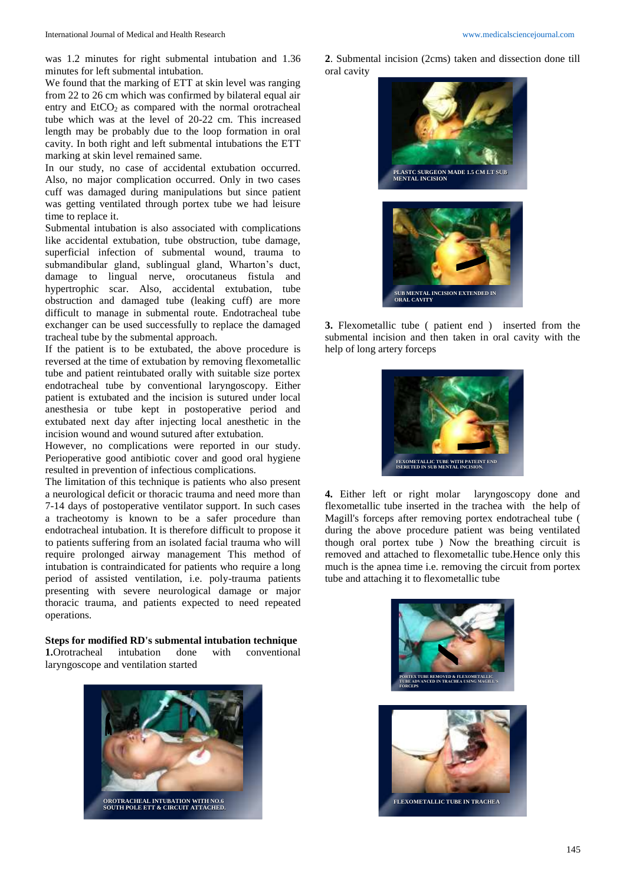was 1.2 minutes for right submental intubation and 1.36 minutes for left submental intubation.

We found that the marking of ETT at skin level was ranging from 22 to 26 cm which was confirmed by bilateral equal air entry and $EtCO_2$ as compared with the normal orotracheal tube which was at the level of 20-22 cm. This increased length may be probably due to the loop formation in oral cavity. In both right and left submental intubations the ETT marking at skin level remained same.

In our study, no case of accidental extubation occurred. Also, no major complication occurred. Only in two cases cuff was damaged during manipulations but since patient was getting ventilated through portex tube we had leisure time to replace it.

Submental intubation is also associated with complications like accidental extubation, tube obstruction, tube damage, superficial infection of submental wound, trauma to submandibular gland, sublingual gland, Wharton's duct, damage to lingual nerve, orocutaneus fistula and hypertrophic scar. Also, accidental extubation, tube obstruction and damaged tube (leaking cuff) are more difficult to manage in submental route. Endotracheal tube exchanger can be used successfully to replace the damaged tracheal tube by the submental approach.

If the patient is to be extubated, the above procedure is reversed at the time of extubation by removing flexometallic tube and patient reintubated orally with suitable size portex endotracheal tube by conventional laryngoscopy. Either patient is extubated and the incision is sutured under local anesthesia or tube kept in postoperative period and extubated next day after injecting local anesthetic in the incision wound and wound sutured after extubation.

However, no complications were reported in our study. Perioperative good antibiotic cover and good oral hygiene resulted in prevention of infectious complications.

The limitation of this technique is patients who also present a neurological deficit or thoracic trauma and need more than 7-14 days of postoperative ventilator support. In such cases a tracheotomy is known to be a safer procedure than endotracheal intubation. It is therefore difficult to propose it to patients suffering from an isolated facial trauma who will require prolonged airway management This method of intubation is contraindicated for patients who require a long period of assisted ventilation, i.e. poly-trauma patients presenting with severe neurological damage or major thoracic trauma, and patients expected to need repeated operations.

**Steps for modified RD's submental intubation technique**

**1.** Orotracheal intubation done with conventional laryngoscope and ventilation started

OROTRACHEAL INTUBATION WITH NO.6 SOUTH POLE ETT & CIRCUIT ATTACHED.

**2**. Submental incision (2cms) taken and dissection done till oral cavity

PLASTC SURGEON MADE 1.5 CM LT SUB MENTAL INCISION

SUB MENTAL INCISION EXTENDED IN ORAL CAVITY

**3.** Flexometallic tube ( patient end ) inserted from the submental incision and then taken in oral cavity with the help of long artery forceps

FEXOMETALLIC TUBE WITH PATEINT END ISERETED IN SUB MENTAL INCISION.

**4.** Either left or right molar laryngoscopy done and flexometallic tube inserted in the trachea with the help of Magill's forceps after removing portex endotracheal tube ( during the above procedure patient was being ventilated though oral portex tube ) Now the breathing circuit is removed and attached to flexometallic tube.Hence only this much is the apnea time i.e. removing the circuit from portex tube and attaching it to flexometallic tube

PORTEX TUBE REMOVED & FLEXOMETALLIC TUBE ADVANCED IN TRACHEA USING MAGILL'S FORCEPS

FLEXOMETALLIC TUBE IN TRACHEA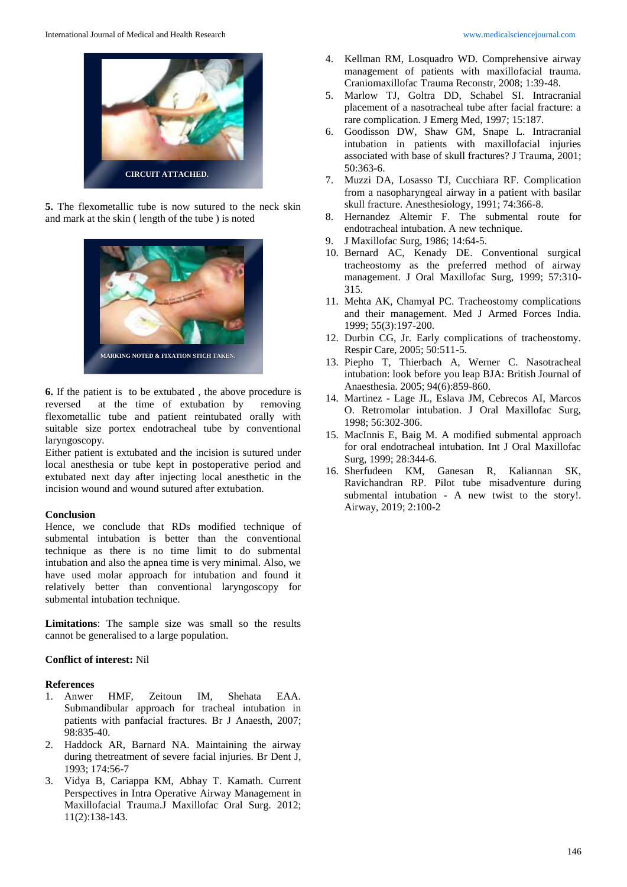CIRCUIT ATTACHED.

**5.** The flexometallic tube is now sutured to the neck skin and mark at the skin ( length of the tube ) is noted

MARKING NOTED & FIXATION STICH TAKEN.

**6.** If the patient is to be extubated , the above procedure is reversed at the time of extubation by removing flexometallic tube and patient reintubated orally with suitable size portex endotracheal tube by conventional laryngoscopy.

Either patient is extubated and the incision is sutured under local anesthesia or tube kept in postoperative period and extubated next day after injecting local anesthetic in the incision wound and wound sutured after extubation.

## Conclusion

Hence, we conclude that RDs modified technique of submental intubation is better than the conventional technique as there is no time limit to do submental intubation and also the apnea time is very minimal. Also, we have used molar approach for intubation and found it relatively better than conventional laryngoscopy for submental intubation technique.

**Limitations**: The sample size was small so the results cannot be generalised to a large population.

**Conflict of interest:** Nil

## References

1. Anwer HMF, Zeitoun IM, Shehata EAA. Submandibular approach for tracheal intubation in patients with panfacial fractures. Br J Anaesth, 2007; 98:835-40.
2. Haddock AR, Barnard NA. Maintaining the airway during thetreatment of severe facial injuries. Br Dent J, 1993; 174:56-7
3. Vidya B, Cariappa KM, Abhay T. Kamath. Current Perspectives in Intra Operative Airway Management in Maxillofacial Trauma.J Maxillofac Oral Surg. 2012; 11(2):138-143.
4. Kellman RM, Losquadro WD. Comprehensive airway management of patients with maxillofacial trauma. Craniomaxillofac Trauma Reconstr, 2008; 1:39-48.
5. Marlow TJ, Goltra DD, Schabel SI. Intracranial placement of a nasotracheal tube after facial fracture: a rare complication. J Emerg Med, 1997; 15:187.
6. Goodisson DW, Shaw GM, Snape L. Intracranial intubation in patients with maxillofacial injuries associated with base of skull fractures? J Trauma, 2001; 50:363-6.
7. Muzzi DA, Losasso TJ, Cucchiara RF. Complication from a nasopharyngeal airway in a patient with basilar skull fracture. Anesthesiology, 1991; 74:366-8.
8. Hernandez Altemir F. The submental route for endotracheal intubation. A new technique.
9. J Maxillofac Surg, 1986; 14:64-5.
10. Bernard AC, Kenady DE. Conventional surgical tracheostomy as the preferred method of airway management. J Oral Maxillofac Surg, 1999; 57:310-315.
11. Mehta AK, Chamyal PC. Tracheostomy complications and their management. Med J Armed Forces India. 1999; 55(3):197-200.
12. Durbin CG, Jr. Early complications of tracheostomy. Respir Care, 2005; 50:511-5.
13. Piepho T, Thierbach A, Werner C. Nasotracheal intubation: look before you leap BJA: British Journal of Anaesthesia. 2005; 94(6):859-860.
14. Martinez - Lage JL, Eslava JM, Cebrecos AI, Marcos O. Retromolar intubation. J Oral Maxillofac Surg, 1998; 56:302-306.
15. MacInnis E, Baig M. A modified submental approach for oral endotracheal intubation. Int J Oral Maxillofac Surg, 1999; 28:344-6.
16. Sherfudeen KM, Ganesan R, Kaliannan SK, Ravichandran RP. Pilot tube misadventure during submental intubation - A new twist to the story!. Airway, 2019; 2:100-2